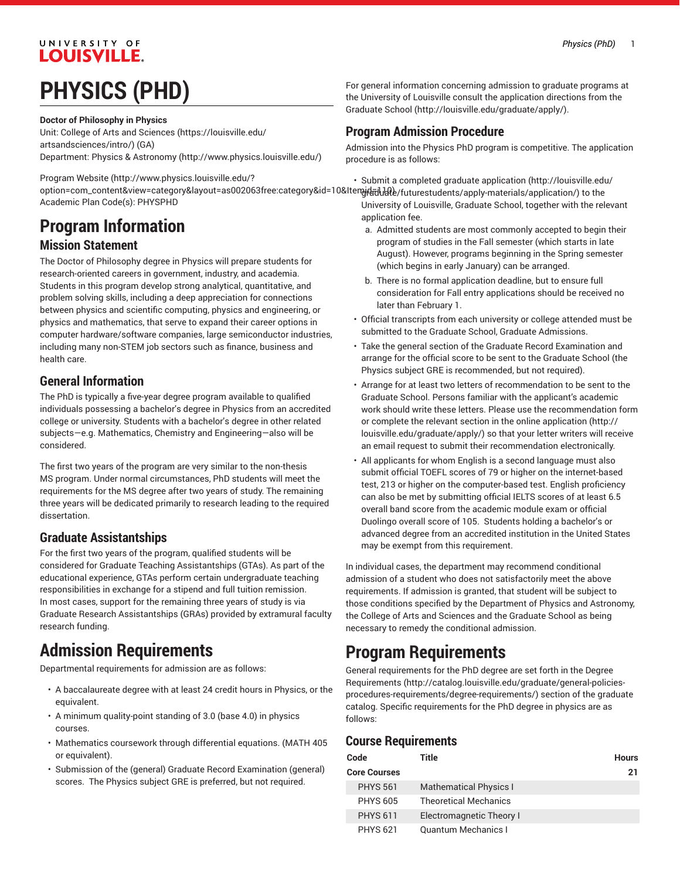# PHYSICS (PHD)

**Doctor of Philosophy in Physics**

Unit: College of Arts and Sciences (https://louisville.edu/artsandsciences/intro/) (GA)
Department: Physics & Astronomy (http://www.physics.louisville.edu/)

Program Website (http://www.physics.louisville.edu/?option=com_content&view=category&layout=as002063free:category&id=10&Itemid=110)
Academic Plan Code(s): PHYSPHD

## Program Information

### Mission Statement

The Doctor of Philosophy degree in Physics will prepare students for research-oriented careers in government, industry, and academia. Students in this program develop strong analytical, quantitative, and problem solving skills, including a deep appreciation for connections between physics and scientific computing, physics and engineering, or physics and mathematics, that serve to expand their career options in computer hardware/software companies, large semiconductor industries, including many non-STEM job sectors such as finance, business and health care.

### General Information

The PhD is typically a five-year degree program available to qualified individuals possessing a bachelor's degree in Physics from an accredited college or university. Students with a bachelor's degree in other related subjects—e.g. Mathematics, Chemistry and Engineering—also will be considered.

The first two years of the program are very similar to the non-thesis MS program. Under normal circumstances, PhD students will meet the requirements for the MS degree after two years of study. The remaining three years will be dedicated primarily to research leading to the required dissertation.

### Graduate Assistantships

For the first two years of the program, qualified students will be considered for Graduate Teaching Assistantships (GTAs). As part of the educational experience, GTAs perform certain undergraduate teaching responsibilities in exchange for a stipend and full tuition remission. In most cases, support for the remaining three years of study is via Graduate Research Assistantships (GRAs) provided by extramural faculty research funding.

## Admission Requirements

Departmental requirements for admission are as follows:

- A baccalaureate degree with at least 24 credit hours in Physics, or the equivalent.
- A minimum quality-point standing of 3.0 (base 4.0) in physics courses.
- Mathematics coursework through differential equations. (MATH 405 or equivalent).
- Submission of the (general) Graduate Record Examination (general) scores. The Physics subject GRE is preferred, but not required.

For general information concerning admission to graduate programs at the University of Louisville consult the application directions from the Graduate School (http://louisville.edu/graduate/apply/).

### Program Admission Procedure

Admission into the Physics PhD program is competitive. The application procedure is as follows:

- Submit a completed graduate application (http://louisville.edu/graduate/futurestudents/apply-materials/application/) to the University of Louisville, Graduate School, together with the relevant application fee.
    a. Admitted students are most commonly accepted to begin their program of studies in the Fall semester (which starts in late August). However, programs beginning in the Spring semester (which begins in early January) can be arranged.
    b. There is no formal application deadline, but to ensure full consideration for Fall entry applications should be received no later than February 1.
- Official transcripts from each university or college attended must be submitted to the Graduate School, Graduate Admissions.
- Take the general section of the Graduate Record Examination and arrange for the official score to be sent to the Graduate School (the Physics subject GRE is recommended, but not required).
- Arrange for at least two letters of recommendation to be sent to the Graduate School. Persons familiar with the applicant's academic work should write these letters. Please use the recommendation form or complete the relevant section in the online application (http://louisville.edu/graduate/apply/) so that your letter writers will receive an email request to submit their recommendation electronically.
- All applicants for whom English is a second language must also submit official TOEFL scores of 79 or higher on the internet-based test, 213 or higher on the computer-based test. English proficiency can also be met by submitting official IELTS scores of at least 6.5 overall band score from the academic module exam or official Duolingo overall score of 105. Students holding a bachelor's or advanced degree from an accredited institution in the United States may be exempt from this requirement.

In individual cases, the department may recommend conditional admission of a student who does not satisfactorily meet the above requirements. If admission is granted, that student will be subject to those conditions specified by the Department of Physics and Astronomy, the College of Arts and Sciences and the Graduate School as being necessary to remedy the conditional admission.

## Program Requirements

General requirements for the PhD degree are set forth in the Degree Requirements (http://catalog.louisville.edu/graduate/general-policies-procedures-requirements/degree-requirements/) section of the graduate catalog. Specific requirements for the PhD degree in physics are as follows:

### Course Requirements

| Code | Title | Hours |
|---|---|---|
| **Core Courses** | | **21** |
| PHYS 561 | Mathematical Physics I | |
| PHYS 605 | Theoretical Mechanics | |
| PHYS 611 | Electromagnetic Theory I | |
| PHYS 621 | Quantum Mechanics I | |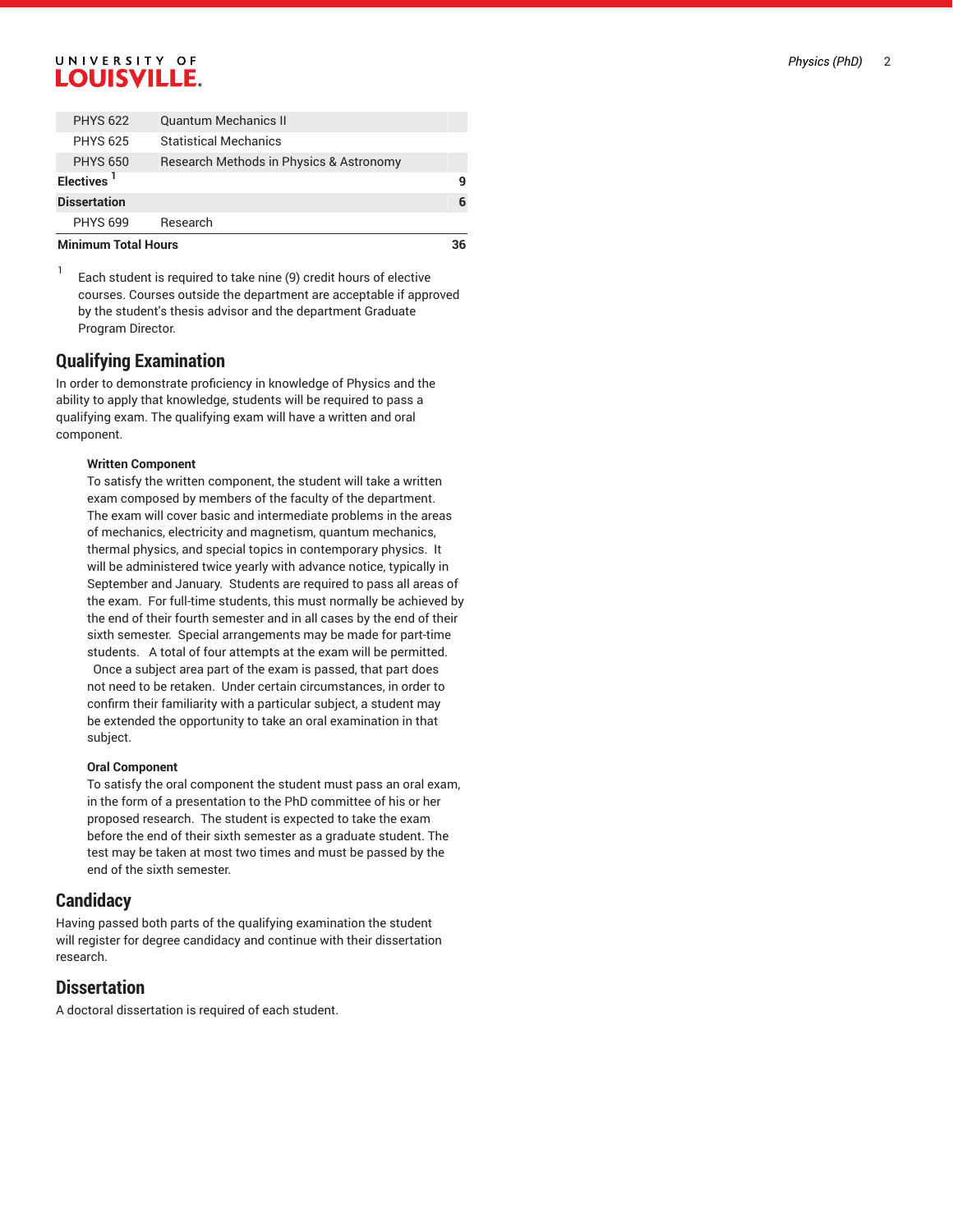| | | |
|---|---|---|
| PHYS 622 | Quantum Mechanics II | |
| PHYS 625 | Statistical Mechanics | |
| PHYS 650 | Research Methods in Physics & Astronomy | |
| **Electives** [1] | | **9** |
| **Dissertation** | | **6** |
| PHYS 699 | Research | |
| **Minimum Total Hours** | | **36** |

[1] Each student is required to take nine (9) credit hours of elective courses. Courses outside the department are acceptable if approved by the student's thesis advisor and the department Graduate Program Director.

## Qualifying Examination

In order to demonstrate proficiency in knowledge of Physics and the ability to apply that knowledge, students will be required to pass a qualifying exam. The qualifying exam will have a written and oral component.

**Written Component**
To satisfy the written component, the student will take a written exam composed by members of the faculty of the department. The exam will cover basic and intermediate problems in the areas of mechanics, electricity and magnetism, quantum mechanics, thermal physics, and special topics in contemporary physics. It will be administered twice yearly with advance notice, typically in September and January. Students are required to pass all areas of the exam. For full-time students, this must normally be achieved by the end of their fourth semester and in all cases by the end of their sixth semester. Special arrangements may be made for part-time students. A total of four attempts at the exam will be permitted. Once a subject area part of the exam is passed, that part does not need to be retaken. Under certain circumstances, in order to confirm their familiarity with a particular subject, a student may be extended the opportunity to take an oral examination in that subject.

**Oral Component**
To satisfy the oral component the student must pass an oral exam, in the form of a presentation to the PhD committee of his or her proposed research. The student is expected to take the exam before the end of their sixth semester as a graduate student. The test may be taken at most two times and must be passed by the end of the sixth semester.

## Candidacy

Having passed both parts of the qualifying examination the student will register for degree candidacy and continue with their dissertation research.

## Dissertation

A doctoral dissertation is required of each student.